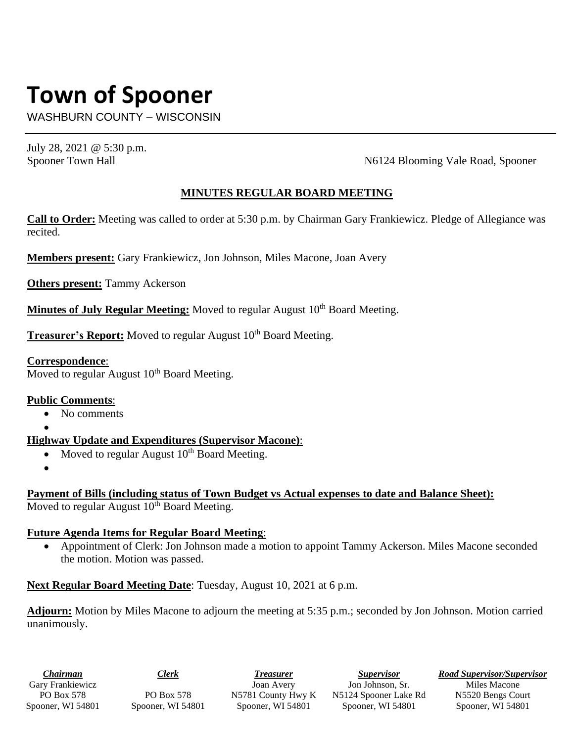# Town of Spooner

WASHBURN COUNTY – WISCONSIN

July 28, 2021 @ 5:30 p.m.
Spooner Town Hall N6124 Blooming Vale Road, Spooner

## MINUTES REGULAR BOARD MEETING

**Call to Order:** Meeting was called to order at 5:30 p.m. by Chairman Gary Frankiewicz. Pledge of Allegiance was recited.

**Members present:** Gary Frankiewicz, Jon Johnson, Miles Macone, Joan Avery

**Others present:** Tammy Ackerson

**Minutes of July Regular Meeting:** Moved to regular August 10th Board Meeting.

**Treasurer's Report:** Moved to regular August 10th Board Meeting.

**Correspondence**:
Moved to regular August 10th Board Meeting.

**Public Comments**:

- No comments
-

**Highway Update and Expenditures (Supervisor Macone)**:

- Moved to regular August 10th Board Meeting.
-

**Payment of Bills (including status of Town Budget vs Actual expenses to date and Balance Sheet):**
Moved to regular August 10th Board Meeting.

**Future Agenda Items for Regular Board Meeting**:

- Appointment of Clerk: Jon Johnson made a motion to appoint Tammy Ackerson. Miles Macone seconded the motion. Motion was passed.

**Next Regular Board Meeting Date**: Tuesday, August 10, 2021 at 6 p.m.

**Adjourn:** Motion by Miles Macone to adjourn the meeting at 5:35 p.m.; seconded by Jon Johnson. Motion carried unanimously.

| *Chairman* | *Clerk* | *Treasurer* | *Supervisor* | *Road Supervisor/Supervisor* |
|---|---|---|---|---|
| Gary Frankiewicz | | Joan Avery | Jon Johnson, Sr. | Miles Macone |
| PO Box 578 | PO Box 578 | N5781 County Hwy K | N5124 Spooner Lake Rd | N5520 Bengs Court |
| Spooner, WI 54801 | Spooner, WI 54801 | Spooner, WI 54801 | Spooner, WI 54801 | Spooner, WI 54801 |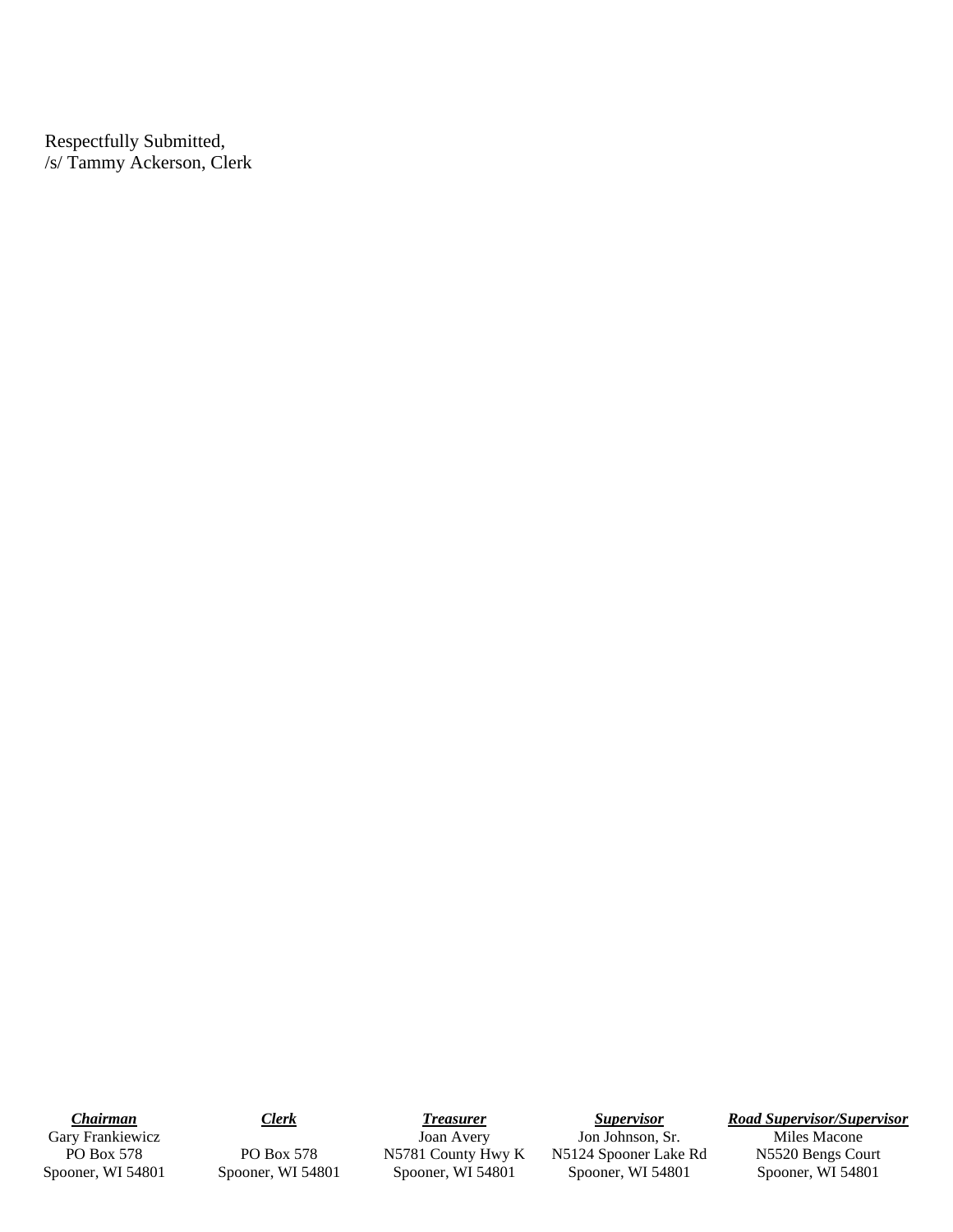Respectfully Submitted,
/s/ Tammy Ackerson, Clerk

| ***Chairman*** | ***Clerk*** | ***Treasurer*** | ***Supervisor*** | ***Road Supervisor/Supervisor*** |
|---|---|---|---|---|
| Gary Frankiewicz | | Joan Avery | Jon Johnson, Sr. | Miles Macone |
| PO Box 578 | PO Box 578 | N5781 County Hwy K | N5124 Spooner Lake Rd | N5520 Bengs Court |
| Spooner, WI 54801 | Spooner, WI 54801 | Spooner, WI 54801 | Spooner, WI 54801 | Spooner, WI 54801 |